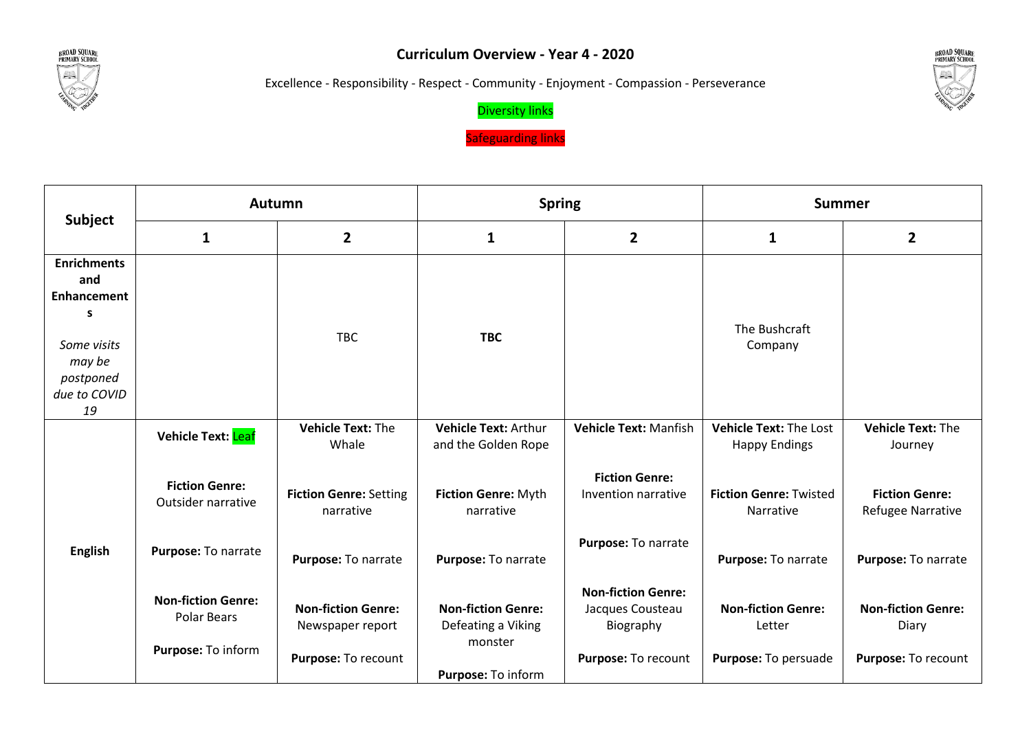# Curriculum Overview - Year 4 - 2020

Excellence - Responsibility - Respect - Community - Enjoyment - Compassion - Perseverance

Diversity links

Safeguarding links

| Subject | Autumn | | Spring | | Summer | |
|---|---|---|---|---|---|---|
| | 1 | 2 | 1 | 2 | 1 | 2 |
| **Enrichments and Enhancements**<br>*Some visits may be postponed due to COVID 19* | | TBC | **TBC** | | The Bushcraft Company | |
| **English** | **Vehicle Text:** Leaf<br><br>**Fiction Genre:** Outsider narrative<br><br>**Purpose:** To narrate<br><br>**Non-fiction Genre:** Polar Bears<br><br>**Purpose:** To inform | **Vehicle Text:** The Whale<br><br>**Fiction Genre:** Setting narrative<br><br>**Purpose:** To narrate<br><br>**Non-fiction Genre:** Newspaper report<br><br>**Purpose:** To recount | **Vehicle Text:** Arthur and the Golden Rope<br><br>**Fiction Genre:** Myth narrative<br><br>**Purpose:** To narrate<br><br>**Non-fiction Genre:** Defeating a Viking monster<br><br>**Purpose:** To inform | **Vehicle Text:** Manfish<br><br>**Fiction Genre:** Invention narrative<br><br>**Purpose:** To narrate<br><br>**Non-fiction Genre:** Jacques Cousteau Biography<br><br>**Purpose:** To recount | **Vehicle Text:** The Lost Happy Endings<br><br>**Fiction Genre:** Twisted Narrative<br><br>**Purpose:** To narrate<br><br>**Non-fiction Genre:** Letter<br><br>**Purpose:** To persuade | **Vehicle Text:** The Journey<br><br>**Fiction Genre:** Refugee Narrative<br><br>**Purpose:** To narrate<br><br>**Non-fiction Genre:** Diary<br><br>**Purpose:** To recount |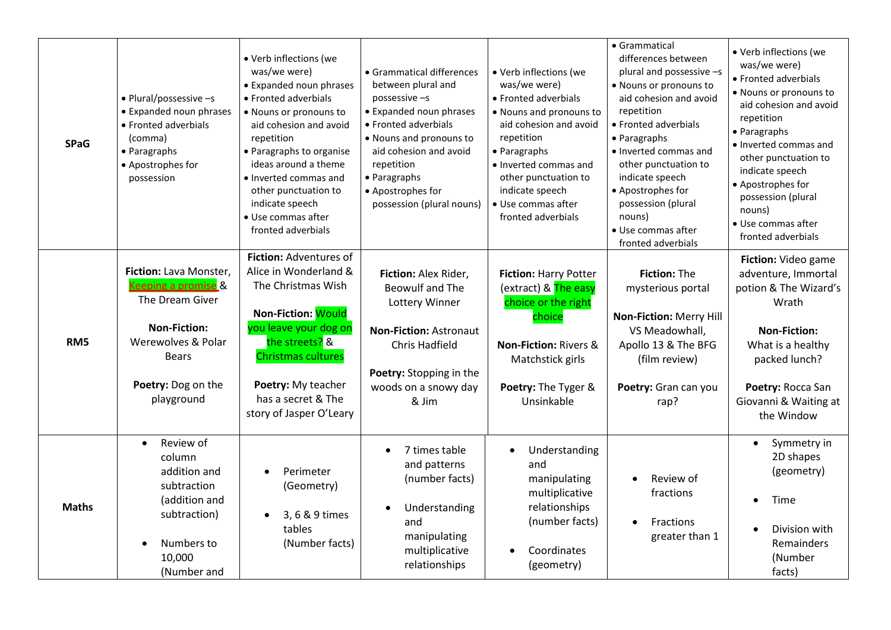| | | | | | | |
|---|---|---|---|---|---|---|
| **SPaG** | • Plural/possessive –s<br>• Expanded noun phrases<br>• Fronted adverbials (comma)<br>• Paragraphs<br>• Apostrophes for possession | • Verb inflections (we was/we were)<br>• Expanded noun phrases<br>• Fronted adverbials<br>• Nouns or pronouns to aid cohesion and avoid repetition<br>• Paragraphs to organise ideas around a theme<br>• Inverted commas and other punctuation to indicate speech<br>• Use commas after fronted adverbials | • Grammatical differences between plural and possessive –s<br>• Expanded noun phrases<br>• Fronted adverbials<br>• Nouns or pronouns to aid cohesion and avoid repetition<br>• Paragraphs<br>• Apostrophes for possession (plural nouns) | • Verb inflections (we was/we were)<br>• Fronted adverbials<br>• Nouns and pronouns to aid cohesion and avoid repetition<br>• Paragraphs<br>• Inverted commas and other punctuation to indicate speech<br>• Use commas after fronted adverbials | • Grammatical differences between plural and possessive –s<br>• Nouns or pronouns to aid cohesion and avoid repetition<br>• Fronted adverbials<br>• Paragraphs<br>• Inverted commas and other punctuation to indicate speech<br>• Apostrophes for possession (plural nouns)<br>• Use commas after fronted adverbials | • Verb inflections (we was/we were)<br>• Fronted adverbials<br>• Nouns or pronouns to aid cohesion and avoid repetition<br>• Paragraphs<br>• Inverted commas and other punctuation to indicate speech<br>• Apostrophes for possession (plural nouns)<br>• Use commas after fronted adverbials |
| **RM5** | **Fiction:** Lava Monster, Keeping a promise & The Dream Giver<br><br>**Non-Fiction:** Werewolves & Polar Bears<br><br>**Poetry:** Dog on the playground | **Fiction:** Adventures of Alice in Wonderland & The Christmas Wish<br><br>**Non-Fiction:** Would you leave your dog on the streets? & Christmas cultures<br><br>**Poetry:** My teacher has a secret & The story of Jasper O'Leary | **Fiction:** Alex Rider, Beowulf and The Lottery Winner<br><br>**Non-Fiction:** Astronaut Chris Hadfield<br><br>**Poetry:** Stopping in the woods on a snowy day & Jim | **Fiction:** Harry Potter (extract) & The easy choice or the right choice<br><br>**Non-Fiction:** Rivers & Matchstick girls<br><br>**Poetry:** The Tyger & Unsinkable | **Fiction:** The mysterious portal<br><br>**Non-Fiction:** Merry Hill VS Meadowhall, Apollo 13 & The BFG (film review)<br><br>**Poetry:** Gran can you rap? | **Fiction:** Video game adventure, Immortal potion & The Wizard's Wrath<br><br>**Non-Fiction:** What is a healthy packed lunch?<br><br>**Poetry:** Rocca San Giovanni & Waiting at the Window |
| **Maths** | • Review of column addition and subtraction (addition and subtraction)<br>• Numbers to 10,000 (Number and | • Perimeter (Geometry)<br>• 3, 6 & 9 times tables (Number facts) | • 7 times table and patterns (number facts)<br>• Understanding and manipulating multiplicative relationships | • Understanding and manipulating multiplicative relationships (number facts)<br>• Coordinates (geometry) | • Review of fractions<br>• Fractions greater than 1 | • Symmetry in 2D shapes (geometry)<br>• Time<br>• Division with Remainders (Number facts) |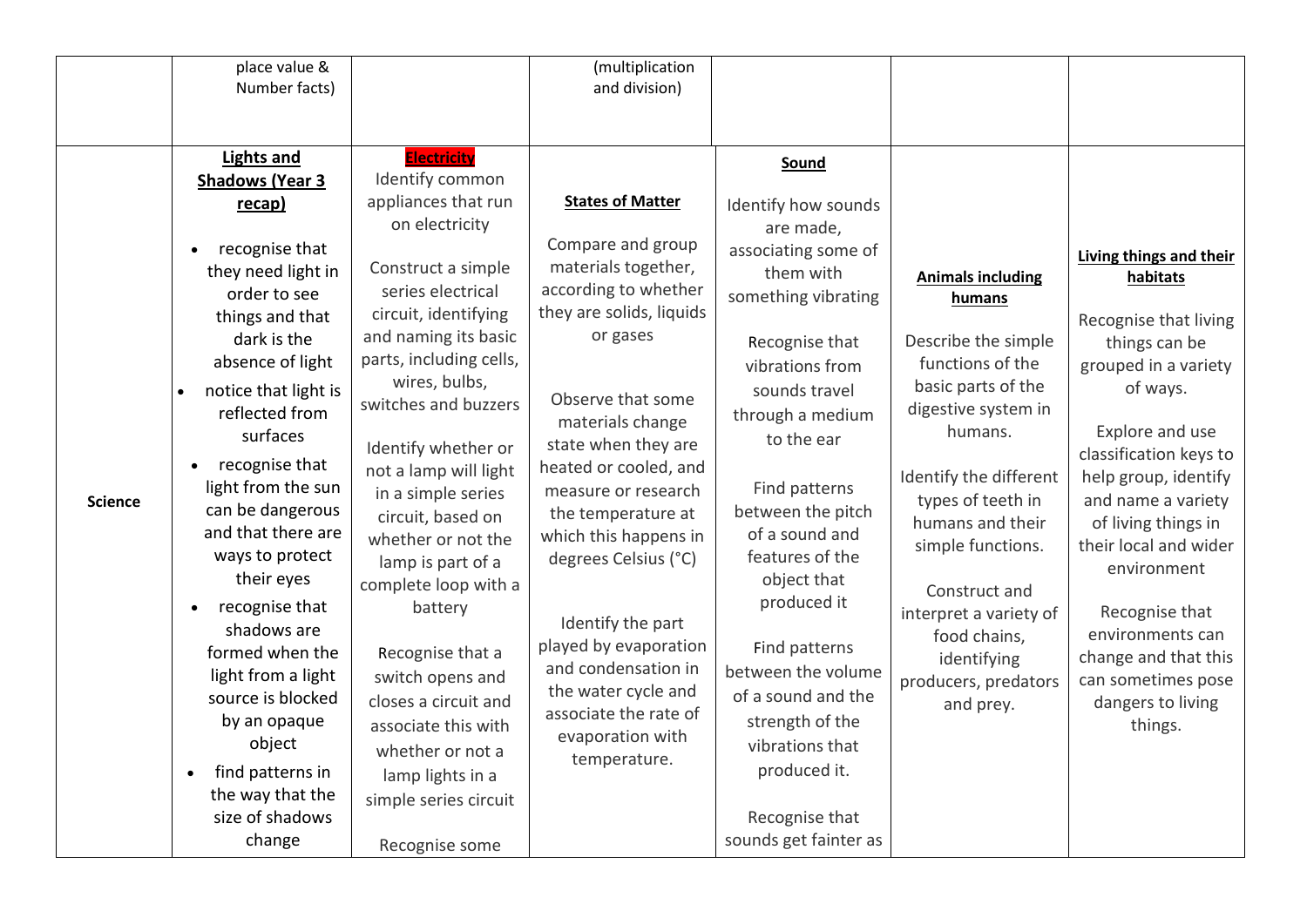|  |  |  |  |  |  |  |
|---|---|---|---|---|---|---|
|  | place value & Number facts) |  | (multiplication and division) |  |  |  |
| **Science** | **Lights and Shadows (Year 3 recap)**<br><br>• recognise that they need light in order to see things and that dark is the absence of light<br>• notice that light is reflected from surfaces<br>• recognise that light from the sun can be dangerous and that there are ways to protect their eyes<br>• recognise that shadows are formed when the light from a light source is blocked by an opaque object<br>• find patterns in the way that the size of shadows change | **Electricity**<br>Identify common appliances that run on electricity<br><br>Construct a simple series electrical circuit, identifying and naming its basic parts, including cells, wires, bulbs, switches and buzzers<br><br>Identify whether or not a lamp will light in a simple series circuit, based on whether or not the lamp is part of a complete loop with a battery<br><br>Recognise that a switch opens and closes a circuit and associate this with whether or not a lamp lights in a simple series circuit<br><br>Recognise some | **States of Matter**<br><br>Compare and group materials together, according to whether they are solids, liquids or gases<br><br>Observe that some materials change state when they are heated or cooled, and measure or research the temperature at which this happens in degrees Celsius (°C)<br><br>Identify the part played by evaporation and condensation in the water cycle and associate the rate of evaporation with temperature. | **Sound**<br><br>Identify how sounds are made, associating some of them with something vibrating<br><br>Recognise that vibrations from sounds travel through a medium to the ear<br><br>Find patterns between the pitch of a sound and features of the object that produced it<br><br>Find patterns between the volume of a sound and the strength of the vibrations that produced it.<br><br>Recognise that sounds get fainter as | **Animals including humans**<br><br>Describe the simple functions of the basic parts of the digestive system in humans.<br><br>Identify the different types of teeth in humans and their simple functions.<br><br>Construct and interpret a variety of food chains, identifying producers, predators and prey. | **Living things and their habitats**<br><br>Recognise that living things can be grouped in a variety of ways.<br><br>Explore and use classification keys to help group, identify and name a variety of living things in their local and wider environment<br><br>Recognise that environments can change and that this can sometimes pose dangers to living things. |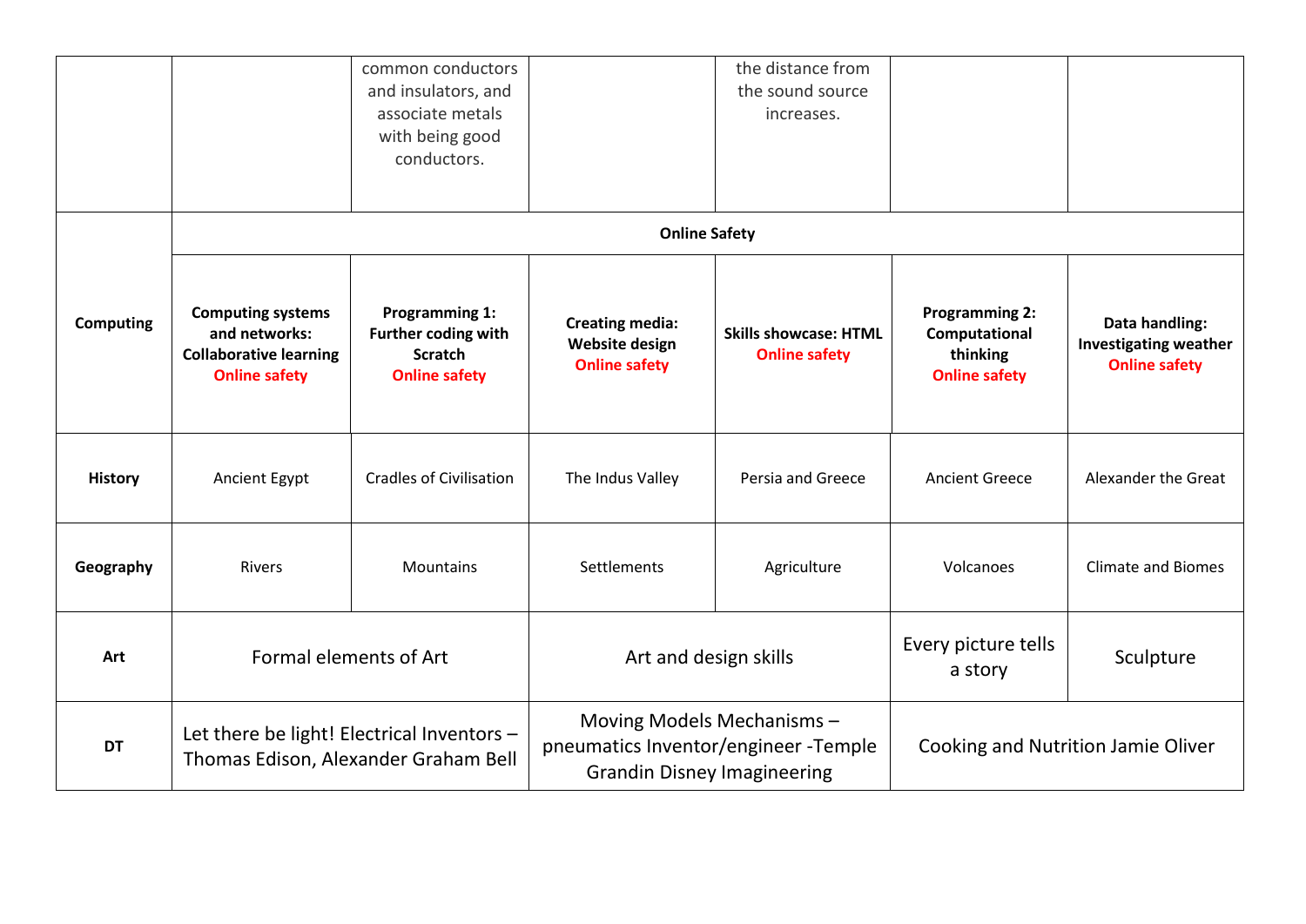| | | | | | | |
|---|---|---|---|---|---|---|
| | | common conductors and insulators, and associate metals with being good conductors. | | the distance from the sound source increases. | | |
| **Computing** | **Online Safety** | | | | | |
| | **Computing systems and networks: Collaborative learning** **Online safety** | **Programming 1: Further coding with Scratch** **Online safety** | **Creating media: Website design** **Online safety** | **Skills showcase: HTML** **Online safety** | **Programming 2: Computational thinking** **Online safety** | **Data handling: Investigating weather** **Online safety** |
| **History** | Ancient Egypt | Cradles of Civilisation | The Indus Valley | Persia and Greece | Ancient Greece | Alexander the Great |
| **Geography** | Rivers | Mountains | Settlements | Agriculture | Volcanoes | Climate and Biomes |
| **Art** | Formal elements of Art | | Art and design skills | | Every picture tells a story | Sculpture |
| **DT** | Let there be light! Electrical Inventors – Thomas Edison, Alexander Graham Bell | | Moving Models Mechanisms – pneumatics Inventor/engineer -Temple Grandin Disney Imagineering | | Cooking and Nutrition Jamie Oliver | |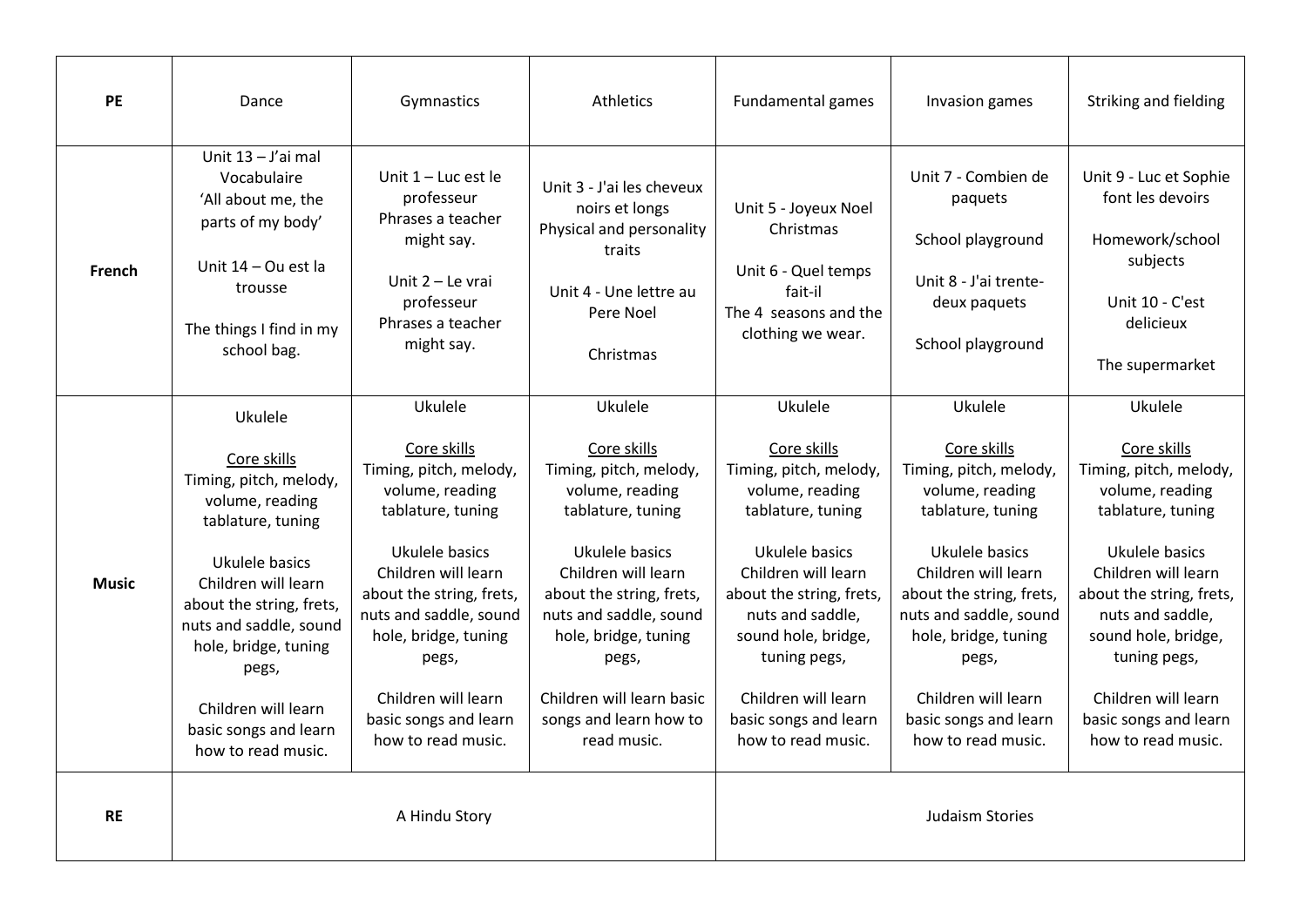| PE | Dance | Gymnastics | Athletics | Fundamental games | Invasion games | Striking and fielding |
|---|---|---|---|---|---|---|
| **French** | Unit 13 – J'ai mal Vocabulaire 'All about me, the parts of my body'<br><br>Unit 14 – Ou est la trousse<br><br>The things I find in my school bag. | Unit 1 – Luc est le professeur Phrases a teacher might say.<br><br>Unit 2 – Le vrai professeur Phrases a teacher might say. | Unit 3 - J'ai les cheveux noirs et longs Physical and personality traits<br><br>Unit 4 - Une lettre au Pere Noel<br><br>Christmas | Unit 5 - Joyeux Noel Christmas<br><br>Unit 6 - Quel temps fait-il The 4 seasons and the clothing we wear. | Unit 7 - Combien de paquets<br><br>School playground<br><br>Unit 8 - J'ai trente-deux paquets<br><br>School playground | Unit 9 - Luc et Sophie font les devoirs<br><br>Homework/school subjects<br><br>Unit 10 - C'est delicieux<br><br>The supermarket |
| **Music** | Ukulele<br><br><u>Core skills</u><br>Timing, pitch, melody, volume, reading tablature, tuning<br><br>Ukulele basics<br>Children will learn about the string, frets, nuts and saddle, sound hole, bridge, tuning pegs,<br><br>Children will learn basic songs and learn how to read music. | Ukulele<br><br><u>Core skills</u><br>Timing, pitch, melody, volume, reading tablature, tuning<br><br>Ukulele basics<br>Children will learn about the string, frets, nuts and saddle, sound hole, bridge, tuning pegs,<br><br>Children will learn basic songs and learn how to read music. | Ukulele<br><br><u>Core skills</u><br>Timing, pitch, melody, volume, reading tablature, tuning<br><br>Ukulele basics<br>Children will learn about the string, frets, nuts and saddle, sound hole, bridge, tuning pegs,<br><br>Children will learn basic songs and learn how to read music. | Ukulele<br><br><u>Core skills</u><br>Timing, pitch, melody, volume, reading tablature, tuning<br><br>Ukulele basics<br>Children will learn about the string, frets, nuts and saddle, sound hole, bridge, tuning pegs,<br><br>Children will learn basic songs and learn how to read music. | Ukulele<br><br><u>Core skills</u><br>Timing, pitch, melody, volume, reading tablature, tuning<br><br>Ukulele basics<br>Children will learn about the string, frets, nuts and saddle, sound hole, bridge, tuning pegs,<br><br>Children will learn basic songs and learn how to read music. | Ukulele<br><br><u>Core skills</u><br>Timing, pitch, melody, volume, reading tablature, tuning<br><br>Ukulele basics<br>Children will learn about the string, frets, nuts and saddle, sound hole, bridge, tuning pegs,<br><br>Children will learn basic songs and learn how to read music. |
| **RE** | A Hindu Story | | | Judaism Stories | | |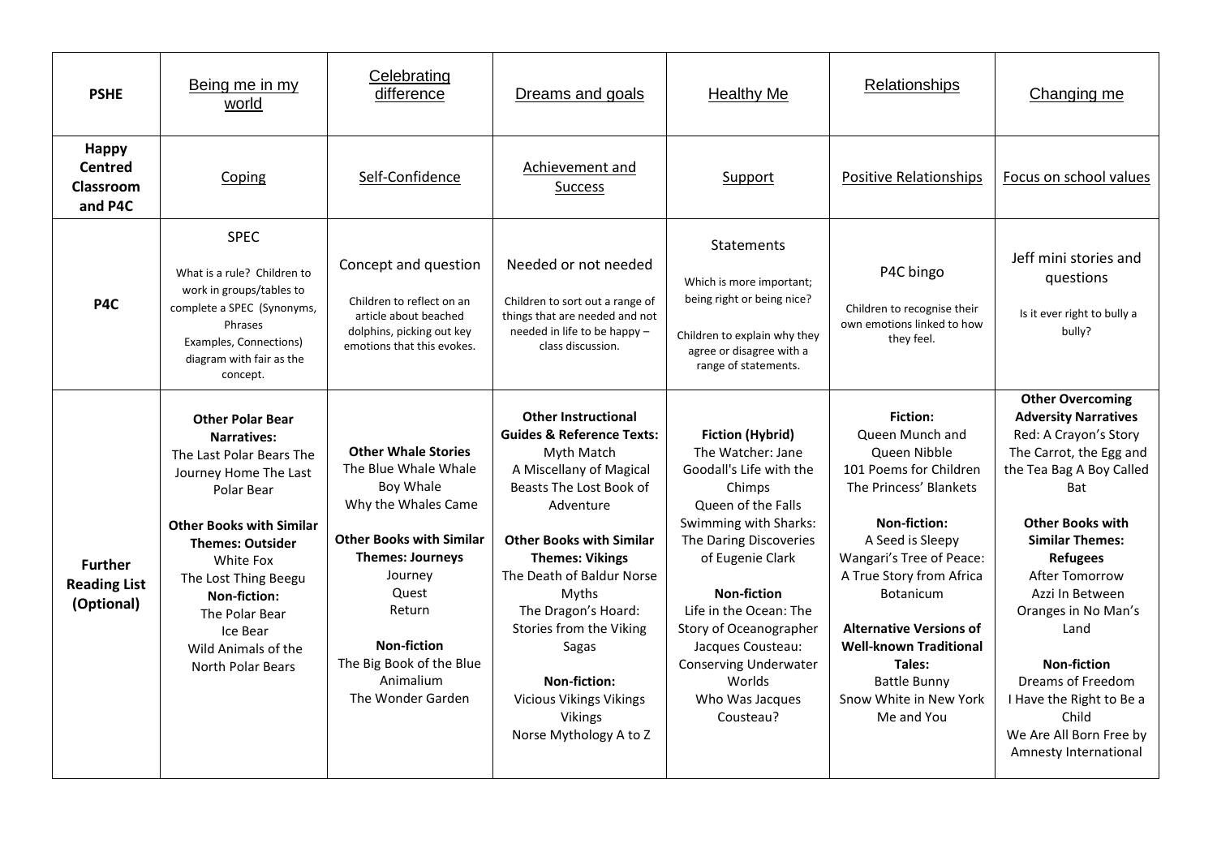| PSHE | Being me in my world | Celebrating difference | Dreams and goals | Healthy Me | Relationships | Changing me |
|---|---|---|---|---|---|---|
| **Happy Centred Classroom and P4C** | Coping | Self-Confidence | Achievement and Success | Support | Positive Relationships | Focus on school values |
| **P4C** | SPEC<br><br>What is a rule? Children to work in groups/tables to complete a SPEC (Synonyms, Phrases Examples, Connections) diagram with fair as the concept. | Concept and question<br><br>Children to reflect on an article about beached dolphins, picking out key emotions that this evokes. | Needed or not needed<br><br>Children to sort out a range of things that are needed and not needed in life to be happy – class discussion. | Statements<br><br>Which is more important; being right or being nice?<br><br>Children to explain why they agree or disagree with a range of statements. | P4C bingo<br><br>Children to recognise their own emotions linked to how they feel. | Jeff mini stories and questions<br><br>Is it ever right to bully a bully? |
| **Further Reading List (Optional)** | **Other Polar Bear Narratives:**<br>The Last Polar Bears The Journey Home The Last Polar Bear<br><br>**Other Books with Similar Themes: Outsider**<br>White Fox<br>The Lost Thing Beegu<br>**Non-fiction:**<br>The Polar Bear<br>Ice Bear<br>Wild Animals of the North Polar Bears | **Other Whale Stories**<br>The Blue Whale Whale Boy Whale<br>Why the Whales Came<br><br>**Other Books with Similar Themes: Journeys**<br>Journey<br>Quest<br>Return<br><br>**Non-fiction**<br>The Big Book of the Blue<br>Animalium<br>The Wonder Garden | **Other Instructional Guides & Reference Texts:**<br>Myth Match<br>A Miscellany of Magical Beasts The Lost Book of Adventure<br><br>**Other Books with Similar Themes: Vikings**<br>The Death of Baldur Norse Myths<br>The Dragon's Hoard: Stories from the Viking Sagas<br><br>**Non-fiction:**<br>Vicious Vikings Vikings Vikings<br>Norse Mythology A to Z | **Fiction (Hybrid)**<br>The Watcher: Jane Goodall's Life with the Chimps<br>Queen of the Falls<br>Swimming with Sharks: The Daring Discoveries of Eugenie Clark<br><br>**Non-fiction**<br>Life in the Ocean: The Story of Oceanographer Jacques Cousteau: Conserving Underwater Worlds<br>Who Was Jacques Cousteau? | **Fiction:**<br>Queen Munch and Queen Nibble<br>101 Poems for Children<br>The Princess' Blankets<br><br>**Non-fiction:**<br>A Seed is Sleepy<br>Wangari's Tree of Peace: A True Story from Africa<br>Botanicum<br><br>**Alternative Versions of Well-known Traditional Tales:**<br>Battle Bunny<br>Snow White in New York<br>Me and You | **Other Overcoming Adversity Narratives**<br>Red: A Crayon's Story<br>The Carrot, the Egg and the Tea Bag A Boy Called Bat<br><br>**Other Books with Similar Themes: Refugees**<br>After Tomorrow<br>Azzi In Between<br>Oranges in No Man's Land<br><br>**Non-fiction**<br>Dreams of Freedom<br>I Have the Right to Be a Child<br>We Are All Born Free by Amnesty International |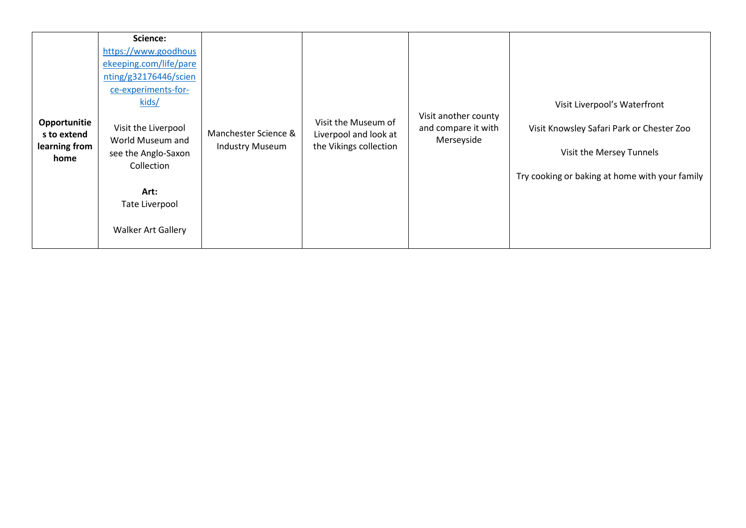| | | | | | |
|---|---|---|---|---|---|
| **Opportunities to extend learning from home** | **Science:** https://www.goodhousekeeping.com/life/parenting/g32176446/science-experiments-for-kids/ <br><br> Visit the Liverpool World Museum and see the Anglo-Saxon Collection <br><br> **Art:** <br> Tate Liverpool <br><br> Walker Art Gallery | Manchester Science & Industry Museum | Visit the Museum of Liverpool and look at the Vikings collection | Visit another county and compare it with Merseyside | Visit Liverpool's Waterfront <br><br> Visit Knowsley Safari Park or Chester Zoo <br><br> Visit the Mersey Tunnels <br><br> Try cooking or baking at home with your family |